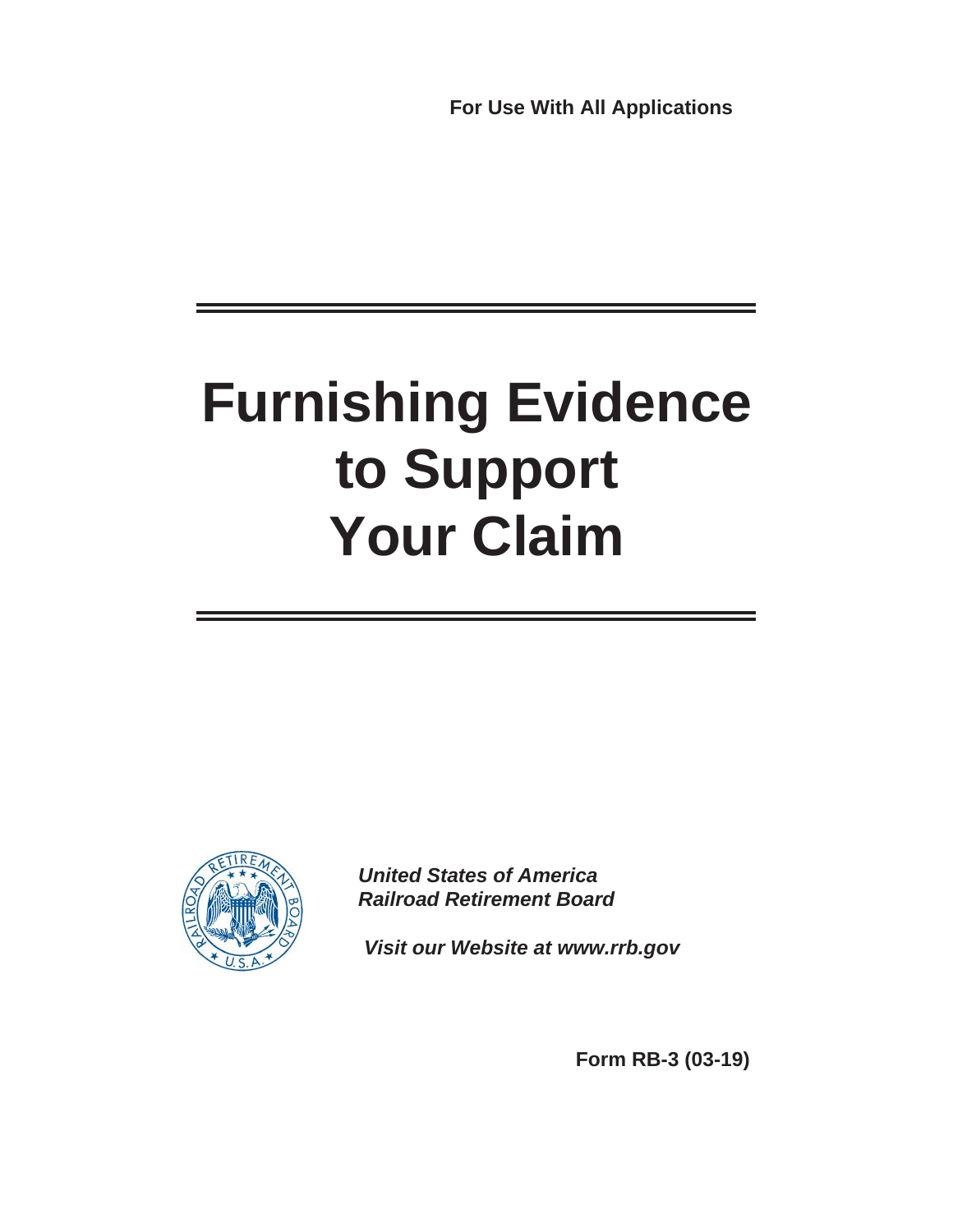**For Use With All Applications**

# Furnishing Evidence to Support Your Claim

***United States of America***
***Railroad Retirement Board***

***Visit our Website at www.rrb.gov***

**Form RB-3 (03-19)**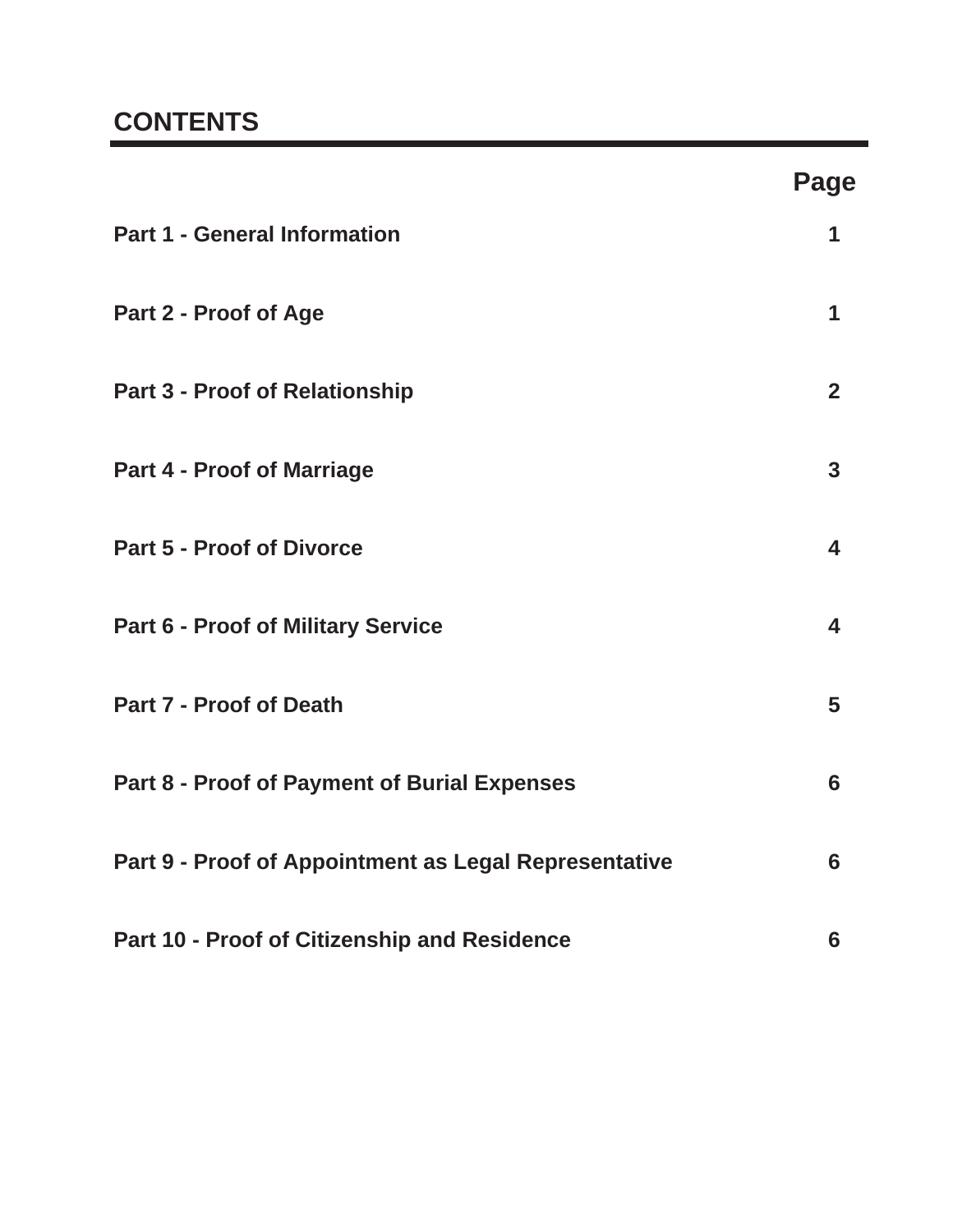## CONTENTS

| | Page |
|---|---|
| **Part 1 - General Information** | **1** |
| **Part 2 - Proof of Age** | **1** |
| **Part 3 - Proof of Relationship** | **2** |
| **Part 4 - Proof of Marriage** | **3** |
| **Part 5 - Proof of Divorce** | **4** |
| **Part 6 - Proof of Military Service** | **4** |
| **Part 7 - Proof of Death** | **5** |
| **Part 8 - Proof of Payment of Burial Expenses** | **6** |
| **Part 9 - Proof of Appointment as Legal Representative** | **6** |
| **Part 10 - Proof of Citizenship and Residence** | **6** |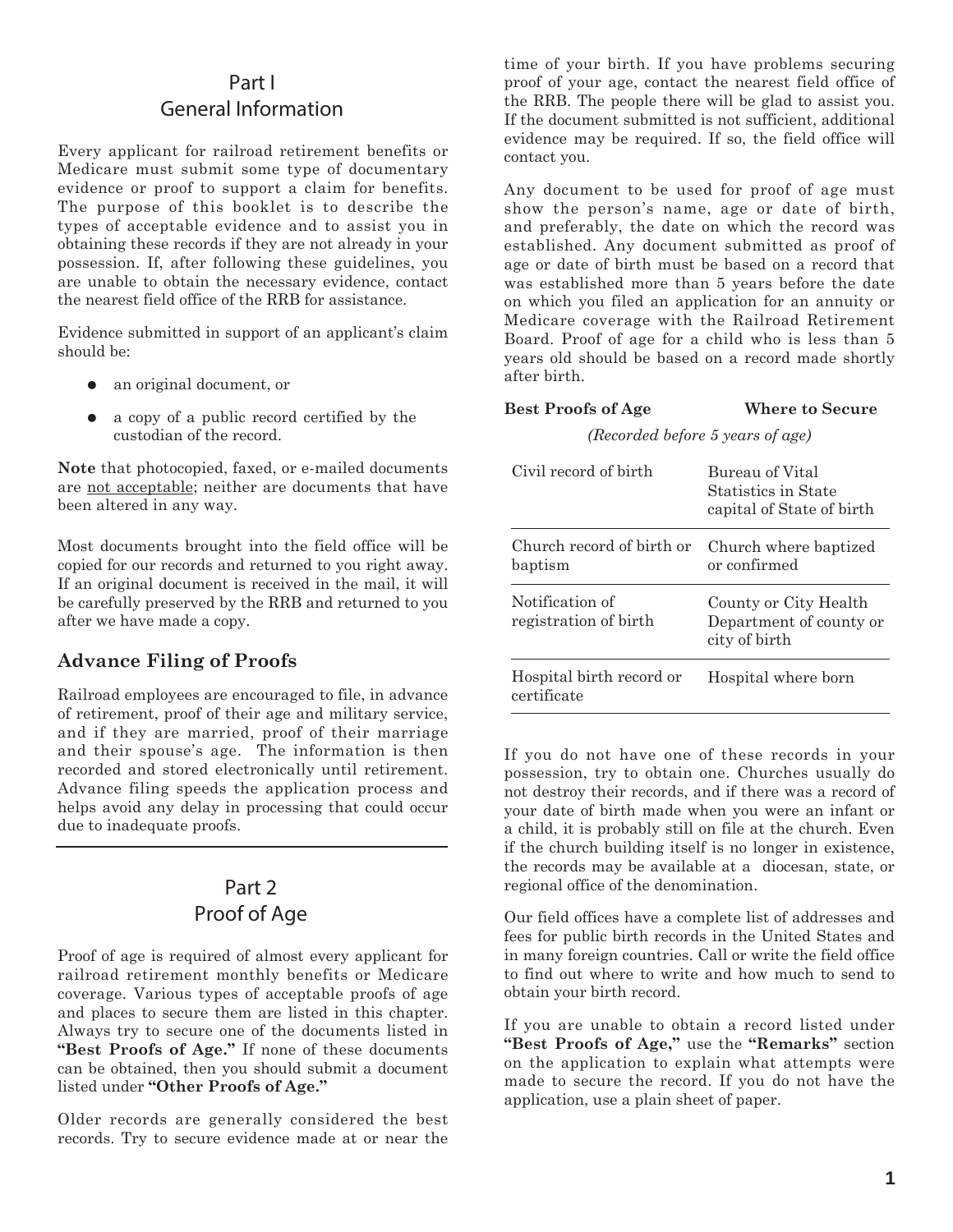## Part I
## General Information

Every applicant for railroad retirement benefits or Medicare must submit some type of documentary evidence or proof to support a claim for benefits. The purpose of this booklet is to describe the types of acceptable evidence and to assist you in obtaining these records if they are not already in your possession. If, after following these guidelines, you are unable to obtain the necessary evidence, contact the nearest field office of the RRB for assistance.

Evidence submitted in support of an applicant's claim should be:

- an original document, or
- a copy of a public record certified by the custodian of the record.

**Note** that photocopied, faxed, or e-mailed documents are not acceptable; neither are documents that have been altered in any way.

Most documents brought into the field office will be copied for our records and returned to you right away. If an original document is received in the mail, it will be carefully preserved by the RRB and returned to you after we have made a copy.

### Advance Filing of Proofs

Railroad employees are encouraged to file, in advance of retirement, proof of their age and military service, and if they are married, proof of their marriage and their spouse's age. The information is then recorded and stored electronically until retirement. Advance filing speeds the application process and helps avoid any delay in processing that could occur due to inadequate proofs.

## Part 2
## Proof of Age

Proof of age is required of almost every applicant for railroad retirement monthly benefits or Medicare coverage. Various types of acceptable proofs of age and places to secure them are listed in this chapter. Always try to secure one of the documents listed in **"Best Proofs of Age."** If none of these documents can be obtained, then you should submit a document listed under **"Other Proofs of Age."**

Older records are generally considered the best records. Try to secure evidence made at or near the time of your birth. If you have problems securing proof of your age, contact the nearest field office of the RRB. The people there will be glad to assist you. If the document submitted is not sufficient, additional evidence may be required. If so, the field office will contact you.

Any document to be used for proof of age must show the person's name, age or date of birth, and preferably, the date on which the record was established. Any document submitted as proof of age or date of birth must be based on a record that was established more than 5 years before the date on which you filed an application for an annuity or Medicare coverage with the Railroad Retirement Board. Proof of age for a child who is less than 5 years old should be based on a record made shortly after birth.

| **Best Proofs of Age** *(Recorded before 5 years of age)* | **Where to Secure** |
|---|---|
| Civil record of birth | Bureau of Vital Statistics in State capital of State of birth |
| Church record of birth or baptism | Church where baptized or confirmed |
| Notification of registration of birth | County or City Health Department of county or city of birth |
| Hospital birth record or certificate | Hospital where born |

If you do not have one of these records in your possession, try to obtain one. Churches usually do not destroy their records, and if there was a record of your date of birth made when you were an infant or a child, it is probably still on file at the church. Even if the church building itself is no longer in existence, the records may be available at a diocesan, state, or regional office of the denomination.

Our field offices have a complete list of addresses and fees for public birth records in the United States and in many foreign countries. Call or write the field office to find out where to write and how much to send to obtain your birth record.

If you are unable to obtain a record listed under **"Best Proofs of Age,"** use the **"Remarks"** section on the application to explain what attempts were made to secure the record. If you do not have the application, use a plain sheet of paper.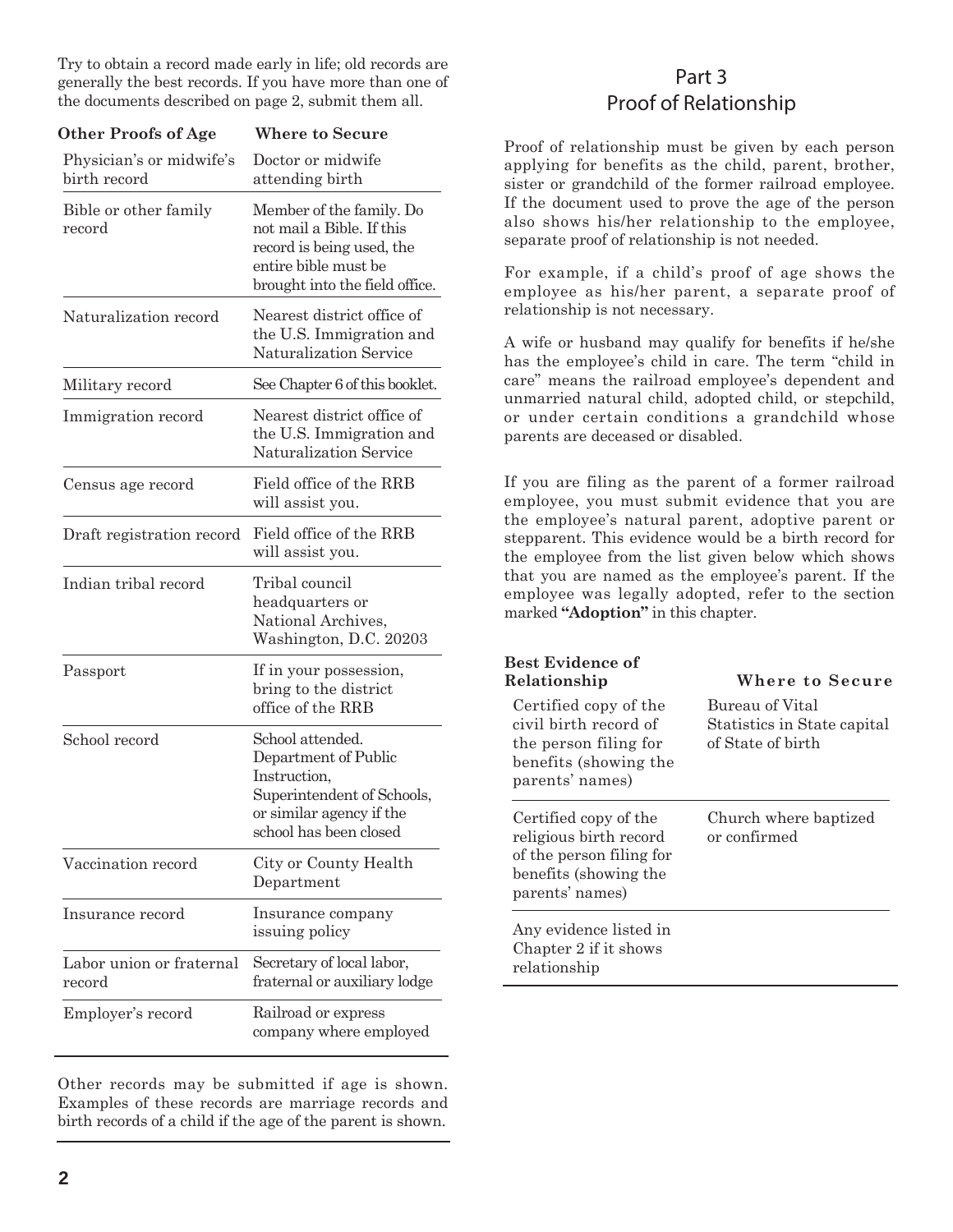Try to obtain a record made early in life; old records are generally the best records. If you have more than one of the documents described on page 2, submit them all.

| Other Proofs of Age | Where to Secure |
| --- | --- |
| Physician's or midwife's birth record | Doctor or midwife attending birth |
| Bible or other family record | Member of the family. Do not mail a Bible. If this record is being used, the entire bible must be brought into the field office. |
| Naturalization record | Nearest district office of the U.S. Immigration and Naturalization Service |
| Military record | See Chapter 6 of this booklet. |
| Immigration record | Nearest district office of the U.S. Immigration and Naturalization Service |
| Census age record | Field office of the RRB will assist you. |
| Draft registration record | Field office of the RRB will assist you. |
| Indian tribal record | Tribal council headquarters or National Archives, Washington, D.C. 20203 |
| Passport | If in your possession, bring to the district office of the RRB |
| School record | School attended. Department of Public Instruction, Superintendent of Schools, or similar agency if the school has been closed |
| Vaccination record | City or County Health Department |
| Insurance record | Insurance company issuing policy |
| Labor union or fraternal record | Secretary of local labor, fraternal or auxiliary lodge |
| Employer's record | Railroad or express company where employed |

Other records may be submitted if age is shown. Examples of these records are marriage records and birth records of a child if the age of the parent is shown.

## Part 3
## Proof of Relationship

Proof of relationship must be given by each person applying for benefits as the child, parent, brother, sister or grandchild of the former railroad employee. If the document used to prove the age of the person also shows his/her relationship to the employee, separate proof of relationship is not needed.

For example, if a child's proof of age shows the employee as his/her parent, a separate proof of relationship is not necessary.

A wife or husband may qualify for benefits if he/she has the employee's child in care. The term "child in care" means the railroad employee's dependent and unmarried natural child, adopted child, or stepchild, or under certain conditions a grandchild whose parents are deceased or disabled.

If you are filing as the parent of a former railroad employee, you must submit evidence that you are the employee's natural parent, adoptive parent or stepparent. This evidence would be a birth record for the employee from the list given below which shows that you are named as the employee's parent. If the employee was legally adopted, refer to the section marked **"Adoption"** in this chapter.

| Best Evidence of Relationship | Where to Secure |
| --- | --- |
| Certified copy of the civil birth record of the person filing for benefits (showing the parents' names) | Bureau of Vital Statistics in State capital of State of birth |
| Certified copy of the religious birth record of the person filing for benefits (showing the parents' names) | Church where baptized or confirmed |
| Any evidence listed in Chapter 2 if it shows relationship | |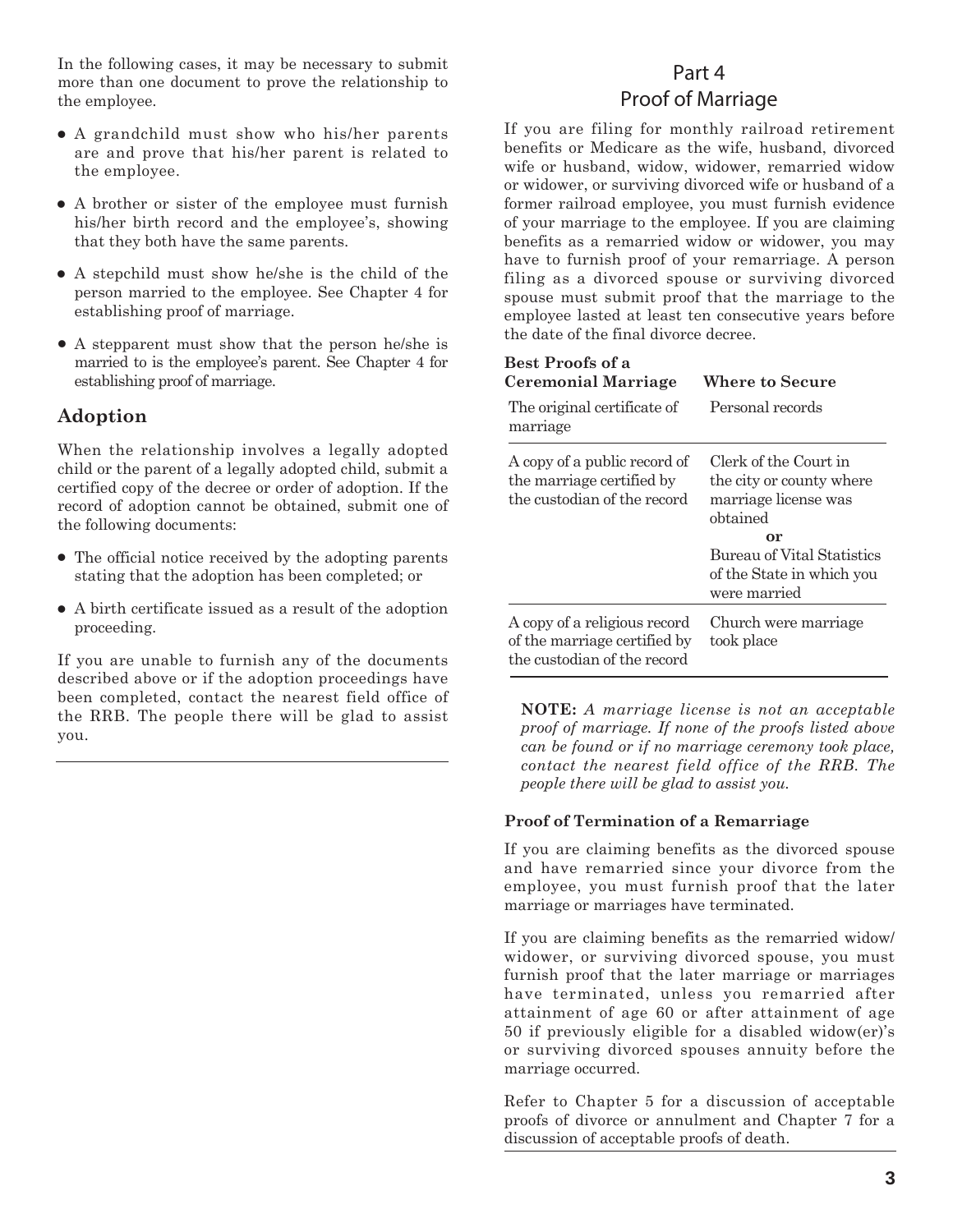In the following cases, it may be necessary to submit more than one document to prove the relationship to the employee.

- A grandchild must show who his/her parents are and prove that his/her parent is related to the employee.
- A brother or sister of the employee must furnish his/her birth record and the employee's, showing that they both have the same parents.
- A stepchild must show he/she is the child of the person married to the employee. See Chapter 4 for establishing proof of marriage.
- A stepparent must show that the person he/she is married to is the employee's parent. See Chapter 4 for establishing proof of marriage.

### Adoption

When the relationship involves a legally adopted child or the parent of a legally adopted child, submit a certified copy of the decree or order of adoption. If the record of adoption cannot be obtained, submit one of the following documents:

- The official notice received by the adopting parents stating that the adoption has been completed; or
- A birth certificate issued as a result of the adoption proceeding.

If you are unable to furnish any of the documents described above or if the adoption proceedings have been completed, contact the nearest field office of the RRB. The people there will be glad to assist you.

## Part 4
## Proof of Marriage

If you are filing for monthly railroad retirement benefits or Medicare as the wife, husband, divorced wife or husband, widow, widower, remarried widow or widower, or surviving divorced wife or husband of a former railroad employee, you must furnish evidence of your marriage to the employee. If you are claiming benefits as a remarried widow or widower, you may have to furnish proof of your remarriage. A person filing as a divorced spouse or surviving divorced spouse must submit proof that the marriage to the employee lasted at least ten consecutive years before the date of the final divorce decree.

| Best Proofs of a Ceremonial Marriage | Where to Secure |
|---|---|
| The original certificate of marriage | Personal records |
| A copy of a public record of the marriage certified by the custodian of the record | Clerk of the Court in the city or county where marriage license was obtained **or** Bureau of Vital Statistics of the State in which you were married |
| A copy of a religious record of the marriage certified by the custodian of the record | Church were marriage took place |

**NOTE:** *A marriage license is not an acceptable proof of marriage. If none of the proofs listed above can be found or if no marriage ceremony took place, contact the nearest field office of the RRB. The people there will be glad to assist you.*

#### Proof of Termination of a Remarriage

If you are claiming benefits as the divorced spouse and have remarried since your divorce from the employee, you must furnish proof that the later marriage or marriages have terminated.

If you are claiming benefits as the remarried widow/widower, or surviving divorced spouse, you must furnish proof that the later marriage or marriages have terminated, unless you remarried after attainment of age 60 or after attainment of age 50 if previously eligible for a disabled widow(er)'s or surviving divorced spouses annuity before the marriage occurred.

Refer to Chapter 5 for a discussion of acceptable proofs of divorce or annulment and Chapter 7 for a discussion of acceptable proofs of death.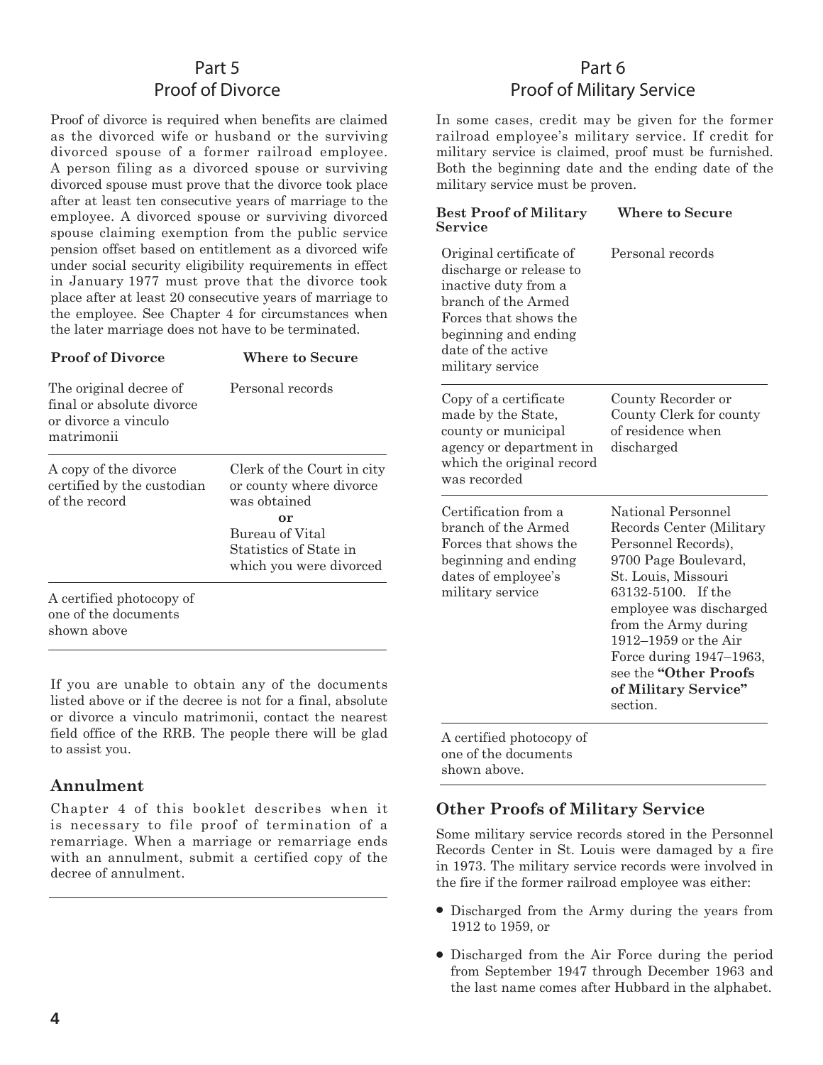## Part 5
## Proof of Divorce

Proof of divorce is required when benefits are claimed as the divorced wife or husband or the surviving divorced spouse of a former railroad employee. A person filing as a divorced spouse or surviving divorced spouse must prove that the divorce took place after at least ten consecutive years of marriage to the employee. A divorced spouse or surviving divorced spouse claiming exemption from the public service pension offset based on entitlement as a divorced wife under social security eligibility requirements in effect in January 1977 must prove that the divorce took place after at least 20 consecutive years of marriage to the employee. See Chapter 4 for circumstances when the later marriage does not have to be terminated.

| Proof of Divorce | Where to Secure |
|---|---|
| The original decree of final or absolute divorce or divorce a vinculo matrimonii | Personal records |
| A copy of the divorce certified by the custodian of the record | Clerk of the Court in city or county where divorce was obtained **or** Bureau of Vital Statistics of State in which you were divorced |
| A certified photocopy of one of the documents shown above | |

If you are unable to obtain any of the documents listed above or if the decree is not for a final, absolute or divorce a vinculo matrimonii, contact the nearest field office of the RRB. The people there will be glad to assist you.

### Annulment

Chapter 4 of this booklet describes when it is necessary to file proof of termination of a remarriage. When a marriage or remarriage ends with an annulment, submit a certified copy of the decree of annulment.

## Part 6
## Proof of Military Service

In some cases, credit may be given for the former railroad employee's military service. If credit for military service is claimed, proof must be furnished. Both the beginning date and the ending date of the military service must be proven.

| Best Proof of Military Service | Where to Secure |
|---|---|
| Original certificate of discharge or release to inactive duty from a branch of the Armed Forces that shows the beginning and ending date of the active military service | Personal records |
| Copy of a certificate made by the State, county or municipal agency or department in which the original record was recorded | County Recorder or County Clerk for county of residence when discharged |
| Certification from a branch of the Armed Forces that shows the beginning and ending dates of employee's military service | National Personnel Records Center (Military Personnel Records), 9700 Page Boulevard, St. Louis, Missouri 63132-5100. If the employee was discharged from the Army during 1912–1959 or the Air Force during 1947–1963, see the **"Other Proofs of Military Service"** section. |
| A certified photocopy of one of the documents shown above. | |

### Other Proofs of Military Service

Some military service records stored in the Personnel Records Center in St. Louis were damaged by a fire in 1973. The military service records were involved in the fire if the former railroad employee was either:

- Discharged from the Army during the years from 1912 to 1959, or
- Discharged from the Air Force during the period from September 1947 through December 1963 and the last name comes after Hubbard in the alphabet.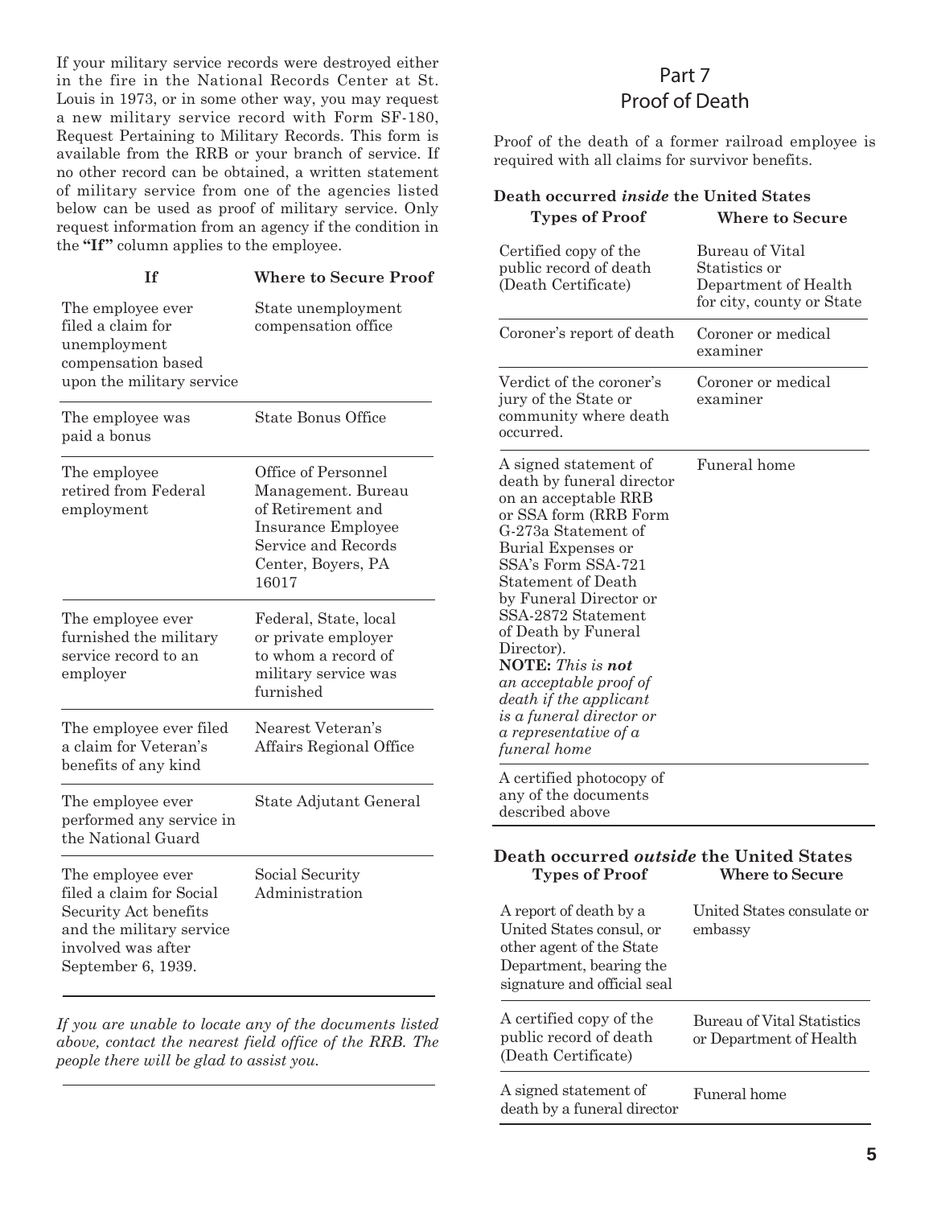If your military service records were destroyed either in the fire in the National Records Center at St. Louis in 1973, or in some other way, you may request a new military service record with Form SF-180, Request Pertaining to Military Records. This form is available from the RRB or your branch of service. If no other record can be obtained, a written statement of military service from one of the agencies listed below can be used as proof of military service. Only request information from an agency if the condition in the **"If"** column applies to the employee.

| If | Where to Secure Proof |
|---|---|
| The employee ever filed a claim for unemployment compensation based upon the military service | State unemployment compensation office |
| The employee was paid a bonus | State Bonus Office |
| The employee retired from Federal employment | Office of Personnel Management. Bureau of Retirement and Insurance Employee Service and Records Center, Boyers, PA 16017 |
| The employee ever furnished the military service record to an employer | Federal, State, local or private employer to whom a record of military service was furnished |
| The employee ever filed a claim for Veteran's benefits of any kind | Nearest Veteran's Affairs Regional Office |
| The employee ever performed any service in the National Guard | State Adjutant General |
| The employee ever filed a claim for Social Security Act benefits and the military service involved was after September 6, 1939. | Social Security Administration |

*If you are unable to locate any of the documents listed above, contact the nearest field office of the RRB. The people there will be glad to assist you.*

## Part 7
## Proof of Death

Proof of the death of a former railroad employee is required with all claims for survivor benefits.

**Death occurred *inside* the United States**

| Types of Proof | Where to Secure |
|---|---|
| Certified copy of the public record of death (Death Certificate) | Bureau of Vital Statistics or Department of Health for city, county or State |
| Coroner's report of death | Coroner or medical examiner |
| Verdict of the coroner's jury of the State or community where death occurred. | Coroner or medical examiner |
| A signed statement of death by funeral director on an acceptable RRB or SSA form (RRB Form G-273a Statement of Burial Expenses or SSA's Form SSA-721 Statement of Death by Funeral Director or SSA-2872 Statement of Death by Funeral Director). **NOTE:** *This is **not** an acceptable proof of death if the applicant is a funeral director or a representative of a funeral home* | Funeral home |
| A certified photocopy of any of the documents described above | |

**Death occurred *outside* the United States**

| Types of Proof | Where to Secure |
|---|---|
| A report of death by a United States consul, or other agent of the State Department, bearing the signature and official seal | United States consulate or embassy |
| A certified copy of the public record of death (Death Certificate) | Bureau of Vital Statistics or Department of Health |
| A signed statement of death by a funeral director | Funeral home |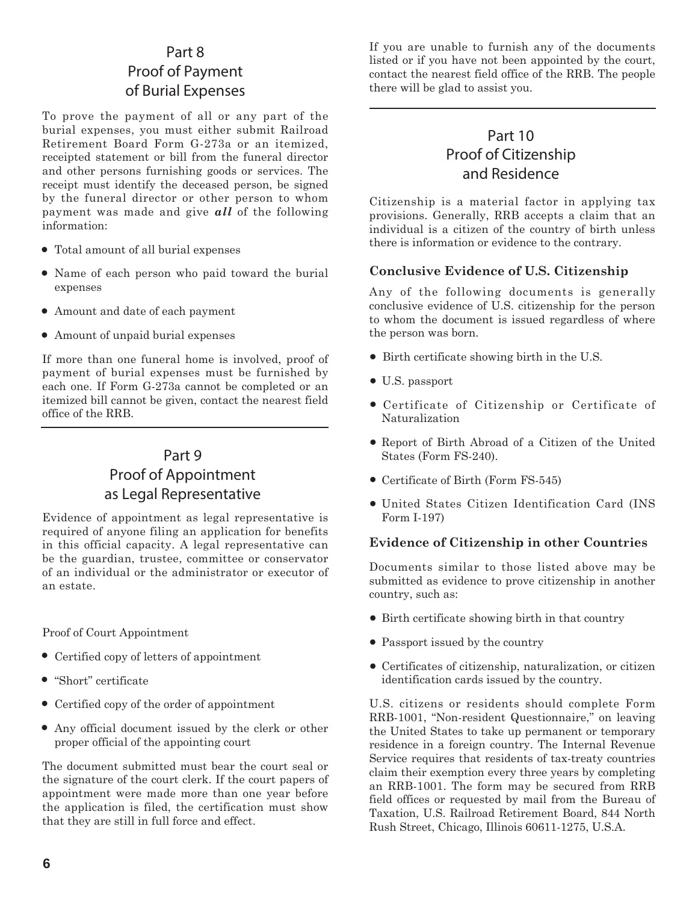## Part 8
## Proof of Payment of Burial Expenses

To prove the payment of all or any part of the burial expenses, you must either submit Railroad Retirement Board Form G-273a or an itemized, receipted statement or bill from the funeral director and other persons furnishing goods or services. The receipt must identify the deceased person, be signed by the funeral director or other person to whom payment was made and give ***all*** of the following information:

- Total amount of all burial expenses
- Name of each person who paid toward the burial expenses
- Amount and date of each payment
- Amount of unpaid burial expenses

If more than one funeral home is involved, proof of payment of burial expenses must be furnished by each one. If Form G-273a cannot be completed or an itemized bill cannot be given, contact the nearest field office of the RRB.

## Part 9
## Proof of Appointment as Legal Representative

Evidence of appointment as legal representative is required of anyone filing an application for benefits in this official capacity. A legal representative can be the guardian, trustee, committee or conservator of an individual or the administrator or executor of an estate.

Proof of Court Appointment

- Certified copy of letters of appointment
- "Short" certificate
- Certified copy of the order of appointment
- Any official document issued by the clerk or other proper official of the appointing court

The document submitted must bear the court seal or the signature of the court clerk. If the court papers of appointment were made more than one year before the application is filed, the certification must show that they are still in full force and effect.

If you are unable to furnish any of the documents listed or if you have not been appointed by the court, contact the nearest field office of the RRB. The people there will be glad to assist you.

## Part 10
## Proof of Citizenship and Residence

Citizenship is a material factor in applying tax provisions. Generally, RRB accepts a claim that an individual is a citizen of the country of birth unless there is information or evidence to the contrary.

### Conclusive Evidence of U.S. Citizenship

Any of the following documents is generally conclusive evidence of U.S. citizenship for the person to whom the document is issued regardless of where the person was born.

- Birth certificate showing birth in the U.S.
- U.S. passport
- Certificate of Citizenship or Certificate of Naturalization
- Report of Birth Abroad of a Citizen of the United States (Form FS-240).
- Certificate of Birth (Form FS-545)
- United States Citizen Identification Card (INS Form I-197)

### Evidence of Citizenship in other Countries

Documents similar to those listed above may be submitted as evidence to prove citizenship in another country, such as:

- Birth certificate showing birth in that country
- Passport issued by the country
- Certificates of citizenship, naturalization, or citizen identification cards issued by the country.

U.S. citizens or residents should complete Form RRB-1001, "Non-resident Questionnaire," on leaving the United States to take up permanent or temporary residence in a foreign country. The Internal Revenue Service requires that residents of tax-treaty countries claim their exemption every three years by completing an RRB-1001. The form may be secured from RRB field offices or requested by mail from the Bureau of Taxation, U.S. Railroad Retirement Board, 844 North Rush Street, Chicago, Illinois 60611-1275, U.S.A.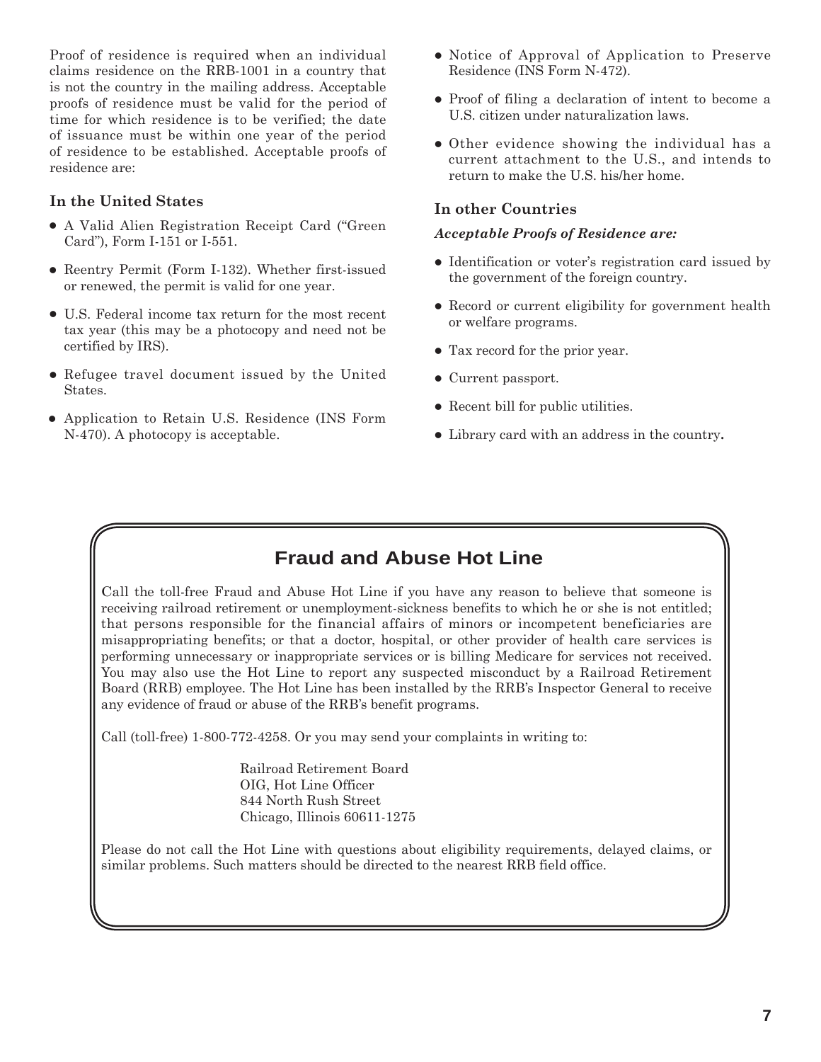Proof of residence is required when an individual claims residence on the RRB-1001 in a country that is not the country in the mailing address. Acceptable proofs of residence must be valid for the period of time for which residence is to be verified; the date of issuance must be within one year of the period of residence to be established. Acceptable proofs of residence are:

### In the United States

- A Valid Alien Registration Receipt Card ("Green Card"), Form I-151 or I-551.
- Reentry Permit (Form I-132). Whether first-issued or renewed, the permit is valid for one year.
- U.S. Federal income tax return for the most recent tax year (this may be a photocopy and need not be certified by IRS).
- Refugee travel document issued by the United States.
- Application to Retain U.S. Residence (INS Form N-470). A photocopy is acceptable.
- Notice of Approval of Application to Preserve Residence (INS Form N-472).
- Proof of filing a declaration of intent to become a U.S. citizen under naturalization laws.
- Other evidence showing the individual has a current attachment to the U.S., and intends to return to make the U.S. his/her home.

### In other Countries

***Acceptable Proofs of Residence are:***

- Identification or voter's registration card issued by the government of the foreign country.
- Record or current eligibility for government health or welfare programs.
- Tax record for the prior year.
- Current passport.
- Recent bill for public utilities.
- Library card with an address in the country.

## Fraud and Abuse Hot Line

Call the toll-free Fraud and Abuse Hot Line if you have any reason to believe that someone is receiving railroad retirement or unemployment-sickness benefits to which he or she is not entitled; that persons responsible for the financial affairs of minors or incompetent beneficiaries are misappropriating benefits; or that a doctor, hospital, or other provider of health care services is performing unnecessary or inappropriate services or is billing Medicare for services not received. You may also use the Hot Line to report any suspected misconduct by a Railroad Retirement Board (RRB) employee. The Hot Line has been installed by the RRB's Inspector General to receive any evidence of fraud or abuse of the RRB's benefit programs.

Call (toll-free) 1-800-772-4258. Or you may send your complaints in writing to:

Railroad Retirement Board
OIG, Hot Line Officer
844 North Rush Street
Chicago, Illinois 60611-1275

Please do not call the Hot Line with questions about eligibility requirements, delayed claims, or similar problems. Such matters should be directed to the nearest RRB field office.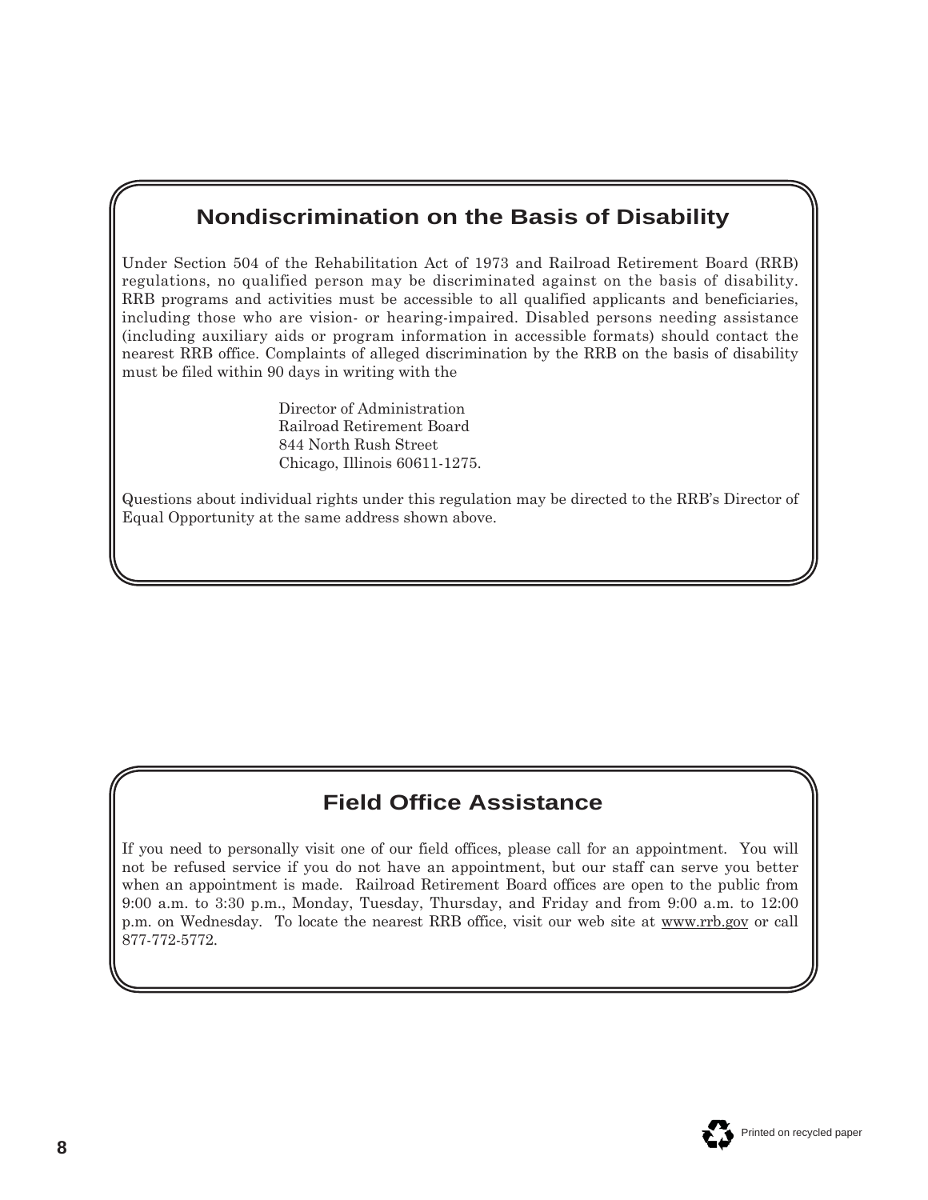## Nondiscrimination on the Basis of Disability

Under Section 504 of the Rehabilitation Act of 1973 and Railroad Retirement Board (RRB) regulations, no qualified person may be discriminated against on the basis of disability. RRB programs and activities must be accessible to all qualified applicants and beneficiaries, including those who are vision- or hearing-impaired. Disabled persons needing assistance (including auxiliary aids or program information in accessible formats) should contact the nearest RRB office. Complaints of alleged discrimination by the RRB on the basis of disability must be filed within 90 days in writing with the

Director of Administration
Railroad Retirement Board
844 North Rush Street
Chicago, Illinois 60611-1275.

Questions about individual rights under this regulation may be directed to the RRB's Director of Equal Opportunity at the same address shown above.

## Field Office Assistance

If you need to personally visit one of our field offices, please call for an appointment. You will not be refused service if you do not have an appointment, but our staff can serve you better when an appointment is made. Railroad Retirement Board offices are open to the public from 9:00 a.m. to 3:30 p.m., Monday, Tuesday, Thursday, and Friday and from 9:00 a.m. to 12:00 p.m. on Wednesday. To locate the nearest RRB office, visit our web site at www.rrb.gov or call 877-772-5772.

Printed on recycled paper